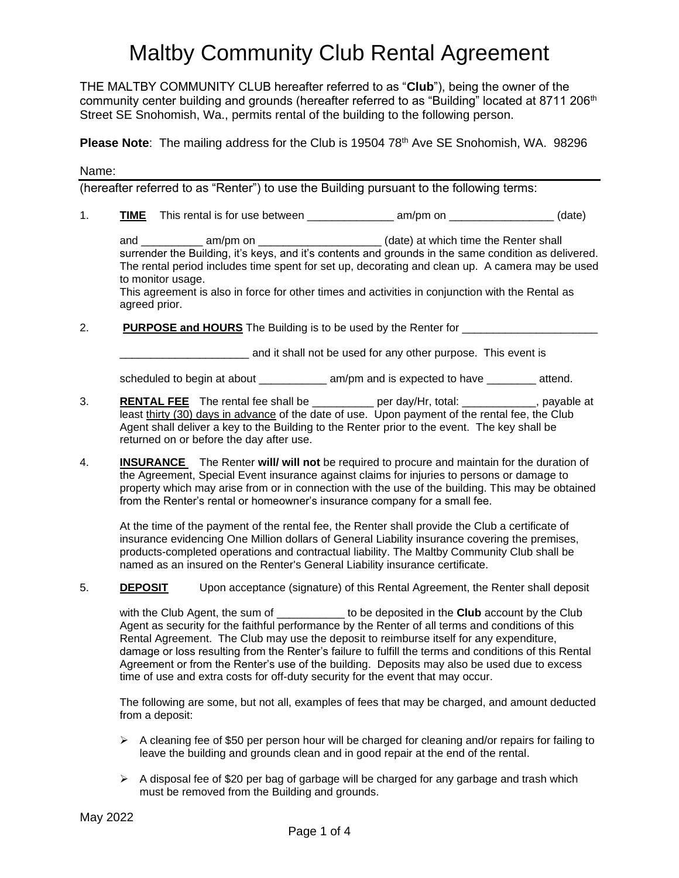# Maltby Community Club Rental Agreement

THE MALTBY COMMUNITY CLUB hereafter referred to as "**Club**"), being the owner of the community center building and grounds (hereafter referred to as "Building" located at 8711 206th Street SE Snohomish, Wa., permits rental of the building to the following person.

**Please Note**: The mailing address for the Club is 19504 78th Ave SE Snohomish, WA. 98296

Name: ______________________________________________

(hereafter referred to as "Renter") to use the Building pursuant to the following terms:

1. **TIME** This rental is for use between ______________ am/pm on _________________ (date) and __________ am/pm on ____________________ (date) at which time the Renter shall surrender the Building, it's keys, and it's contents and grounds in the same condition as delivered. The rental period includes time spent for set up, decorating and clean up. A camera may be used to monitor usage.
   This agreement is also in force for other times and activities in conjunction with the Rental as agreed prior.

2. **PURPOSE and HOURS** The Building is to be used by the Renter for ______________________ _____________________ and it shall not be used for any other purpose. This event is scheduled to begin at about ___________ am/pm and is expected to have ________ attend.

3. **RENTAL FEE** The rental fee shall be __________ per day/Hr, total: ____________, payable at least thirty (30) days in advance of the date of use. Upon payment of the rental fee, the Club Agent shall deliver a key to the Building to the Renter prior to the event. The key shall be returned on or before the day after use.

4. **INSURANCE** The Renter **will/ will not** be required to procure and maintain for the duration of the Agreement, Special Event insurance against claims for injuries to persons or damage to property which may arise from or in connection with the use of the building. This may be obtained from the Renter's rental or homeowner's insurance company for a small fee.

   At the time of the payment of the rental fee, the Renter shall provide the Club a certificate of insurance evidencing One Million dollars of General Liability insurance covering the premises, products-completed operations and contractual liability. The Maltby Community Club shall be named as an insured on the Renter's General Liability insurance certificate.

5. **DEPOSIT** Upon acceptance (signature) of this Rental Agreement, the Renter shall deposit with the Club Agent, the sum of ___________ to be deposited in the **Club** account by the Club Agent as security for the faithful performance by the Renter of all terms and conditions of this Rental Agreement. The Club may use the deposit to reimburse itself for any expenditure, damage or loss resulting from the Renter's failure to fulfill the terms and conditions of this Rental Agreement or from the Renter's use of the building. Deposits may also be used due to excess time of use and extra costs for off-duty security for the event that may occur.

   The following are some, but not all, examples of fees that may be charged, and amount deducted from a deposit:

   - A cleaning fee of $50 per person hour will be charged for cleaning and/or repairs for failing to leave the building and grounds clean and in good repair at the end of the rental.
   - A disposal fee of $20 per bag of garbage will be charged for any garbage and trash which must be removed from the Building and grounds.

May 2022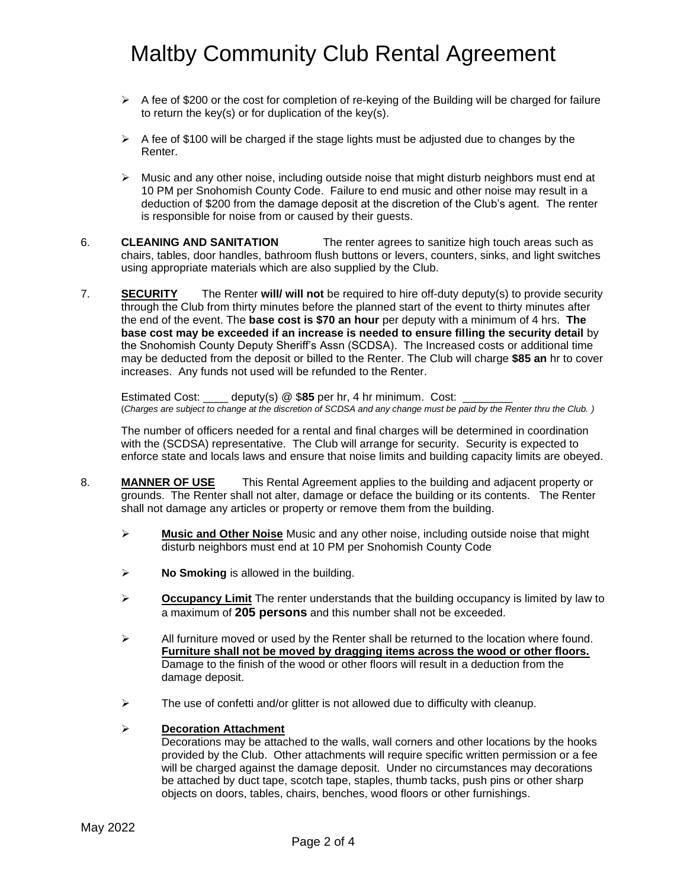- A fee of $200 or the cost for completion of re-keying of the Building will be charged for failure to return the key(s) or for duplication of the key(s).
- A fee of $100 will be charged if the stage lights must be adjusted due to changes by the Renter.
- Music and any other noise, including outside noise that might disturb neighbors must end at 10 PM per Snohomish County Code. Failure to end music and other noise may result in a deduction of $200 from the damage deposit at the discretion of the Club's agent. The renter is responsible for noise from or caused by their guests.

6. **CLEANING AND SANITATION** The renter agrees to sanitize high touch areas such as chairs, tables, door handles, bathroom flush buttons or levers, counters, sinks, and light switches using appropriate materials which are also supplied by the Club.

7. **SECURITY** The Renter **will/ will not** be required to hire off-duty deputy(s) to provide security through the Club from thirty minutes before the planned start of the event to thirty minutes after the end of the event. The **base cost is $70 an hour** per deputy with a minimum of 4 hrs. **The base cost may be exceeded if an increase is needed to ensure filling the security detail** by the Snohomish County Deputy Sheriff's Assn (SCDSA). The Increased costs or additional time may be deducted from the deposit or billed to the Renter. The Club will charge **$85 an** hr to cover increases. Any funds not used will be refunded to the Renter.

   Estimated Cost: ____ deputy(s) @ $**85** per hr, 4 hr minimum. Cost: ________
   (*Charges are subject to change at the discretion of SCDSA and any change must be paid by the Renter thru the Club. )*

   The number of officers needed for a rental and final charges will be determined in coordination with the (SCDSA) representative. The Club will arrange for security. Security is expected to enforce state and locals laws and ensure that noise limits and building capacity limits are obeyed.

8. **MANNER OF USE** This Rental Agreement applies to the building and adjacent property or grounds. The Renter shall not alter, damage or deface the building or its contents. The Renter shall not damage any articles or property or remove them from the building.

   - **Music and Other Noise** Music and any other noise, including outside noise that might disturb neighbors must end at 10 PM per Snohomish County Code
   - **No Smoking** is allowed in the building.
   - **Occupancy Limit** The renter understands that the building occupancy is limited by law to a maximum of **205 persons** and this number shall not be exceeded.
   - All furniture moved or used by the Renter shall be returned to the location where found. **Furniture shall not be moved by dragging items across the wood or other floors.** Damage to the finish of the wood or other floors will result in a deduction from the damage deposit.
   - The use of confetti and/or glitter is not allowed due to difficulty with cleanup.
   - **Decoration Attachment**
     Decorations may be attached to the walls, wall corners and other locations by the hooks provided by the Club. Other attachments will require specific written permission or a fee will be charged against the damage deposit. Under no circumstances may decorations be attached by duct tape, scotch tape, staples, thumb tacks, push pins or other sharp objects on doors, tables, chairs, benches, wood floors or other furnishings.

May 2022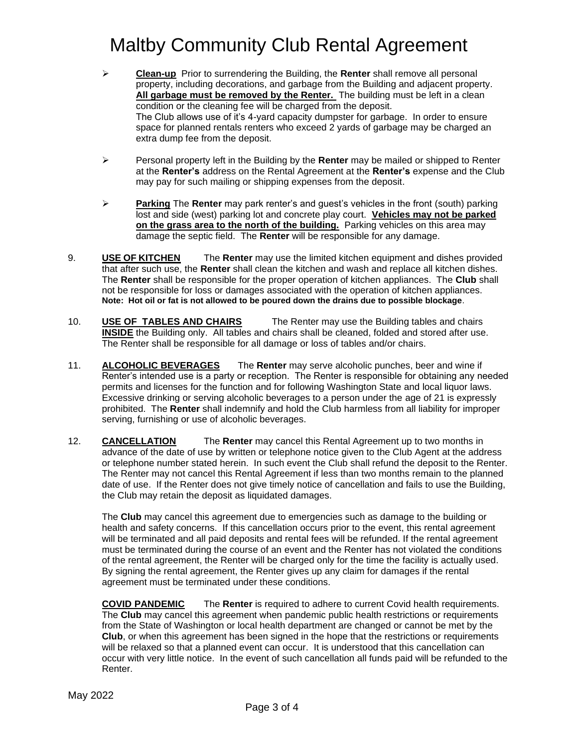# Maltby Community Club Rental Agreement

- **Clean-up** Prior to surrendering the Building, the **Renter** shall remove all personal property, including decorations, and garbage from the Building and adjacent property. **All garbage must be removed by the Renter.** The building must be left in a clean condition or the cleaning fee will be charged from the deposit.
  The Club allows use of it's 4-yard capacity dumpster for garbage. In order to ensure space for planned rentals renters who exceed 2 yards of garbage may be charged an extra dump fee from the deposit.

- Personal property left in the Building by the **Renter** may be mailed or shipped to Renter at the **Renter's** address on the Rental Agreement at the **Renter's** expense and the Club may pay for such mailing or shipping expenses from the deposit.

- **Parking** The **Renter** may park renter's and guest's vehicles in the front (south) parking lost and side (west) parking lot and concrete play court. **Vehicles may not be parked on the grass area to the north of the building.** Parking vehicles on this area may damage the septic field. The **Renter** will be responsible for any damage.

9. **USE OF KITCHEN** The **Renter** may use the limited kitchen equipment and dishes provided that after such use, the **Renter** shall clean the kitchen and wash and replace all kitchen dishes. The **Renter** shall be responsible for the proper operation of kitchen appliances. The **Club** shall not be responsible for loss or damages associated with the operation of kitchen appliances. **Note: Hot oil or fat is not allowed to be poured down the drains due to possible blockage**.

10. **USE OF TABLES AND CHAIRS** The Renter may use the Building tables and chairs **INSIDE** the Building only. All tables and chairs shall be cleaned, folded and stored after use. The Renter shall be responsible for all damage or loss of tables and/or chairs.

11. **ALCOHOLIC BEVERAGES** The **Renter** may serve alcoholic punches, beer and wine if Renter's intended use is a party or reception. The Renter is responsible for obtaining any needed permits and licenses for the function and for following Washington State and local liquor laws. Excessive drinking or serving alcoholic beverages to a person under the age of 21 is expressly prohibited. The **Renter** shall indemnify and hold the Club harmless from all liability for improper serving, furnishing or use of alcoholic beverages.

12. **CANCELLATION** The **Renter** may cancel this Rental Agreement up to two months in advance of the date of use by written or telephone notice given to the Club Agent at the address or telephone number stated herein. In such event the Club shall refund the deposit to the Renter. The Renter may not cancel this Rental Agreement if less than two months remain to the planned date of use. If the Renter does not give timely notice of cancellation and fails to use the Building, the Club may retain the deposit as liquidated damages.

    The **Club** may cancel this agreement due to emergencies such as damage to the building or health and safety concerns. If this cancellation occurs prior to the event, this rental agreement will be terminated and all paid deposits and rental fees will be refunded. If the rental agreement must be terminated during the course of an event and the Renter has not violated the conditions of the rental agreement, the Renter will be charged only for the time the facility is actually used. By signing the rental agreement, the Renter gives up any claim for damages if the rental agreement must be terminated under these conditions.

    **COVID PANDEMIC** The **Renter** is required to adhere to current Covid health requirements. The **Club** may cancel this agreement when pandemic public health restrictions or requirements from the State of Washington or local health department are changed or cannot be met by the **Club**, or when this agreement has been signed in the hope that the restrictions or requirements will be relaxed so that a planned event can occur. It is understood that this cancellation can occur with very little notice. In the event of such cancellation all funds paid will be refunded to the Renter.

May 2022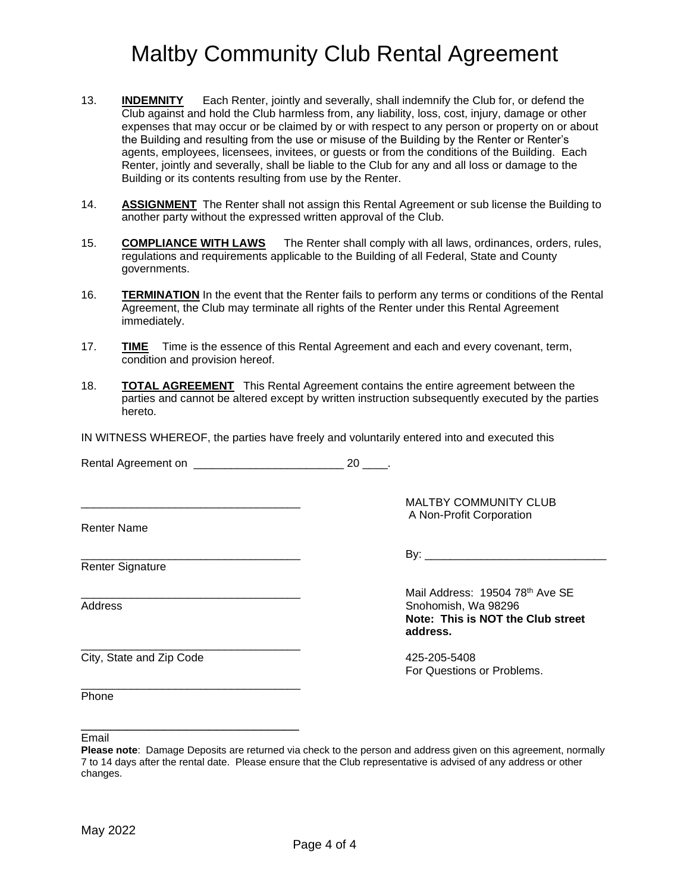# Maltby Community Club Rental Agreement

13. **INDEMNITY** Each Renter, jointly and severally, shall indemnify the Club for, or defend the Club against and hold the Club harmless from, any liability, loss, cost, injury, damage or other expenses that may occur or be claimed by or with respect to any person or property on or about the Building and resulting from the use or misuse of the Building by the Renter or Renter's agents, employees, licensees, invitees, or guests or from the conditions of the Building. Each Renter, jointly and severally, shall be liable to the Club for any and all loss or damage to the Building or its contents resulting from use by the Renter.

14. **ASSIGNMENT** The Renter shall not assign this Rental Agreement or sub license the Building to another party without the expressed written approval of the Club.

15. **COMPLIANCE WITH LAWS** The Renter shall comply with all laws, ordinances, orders, rules, regulations and requirements applicable to the Building of all Federal, State and County governments.

16. **TERMINATION** In the event that the Renter fails to perform any terms or conditions of the Rental Agreement, the Club may terminate all rights of the Renter under this Rental Agreement immediately.

17. **TIME** Time is the essence of this Rental Agreement and each and every covenant, term, condition and provision hereof.

18. **TOTAL AGREEMENT** This Rental Agreement contains the entire agreement between the parties and cannot be altered except by written instruction subsequently executed by the parties hereto.

IN WITNESS WHEREOF, the parties have freely and voluntarily entered into and executed this

Rental Agreement on ________________________ 20 ____.

___________________________________
Renter Name

___________________________________
Renter Signature

___________________________________
Address

___________________________________
City, State and Zip Code

___________________________________
Phone

___________________________________
Email

MALTBY COMMUNITY CLUB
A Non-Profit Corporation

By: _____________________________

Mail Address: 19504 78th Ave SE
Snohomish, Wa 98296
**Note: This is NOT the Club street address.**

425-205-5408
For Questions or Problems.

**Please note**: Damage Deposits are returned via check to the person and address given on this agreement, normally 7 to 14 days after the rental date. Please ensure that the Club representative is advised of any address or other changes.

May 2022